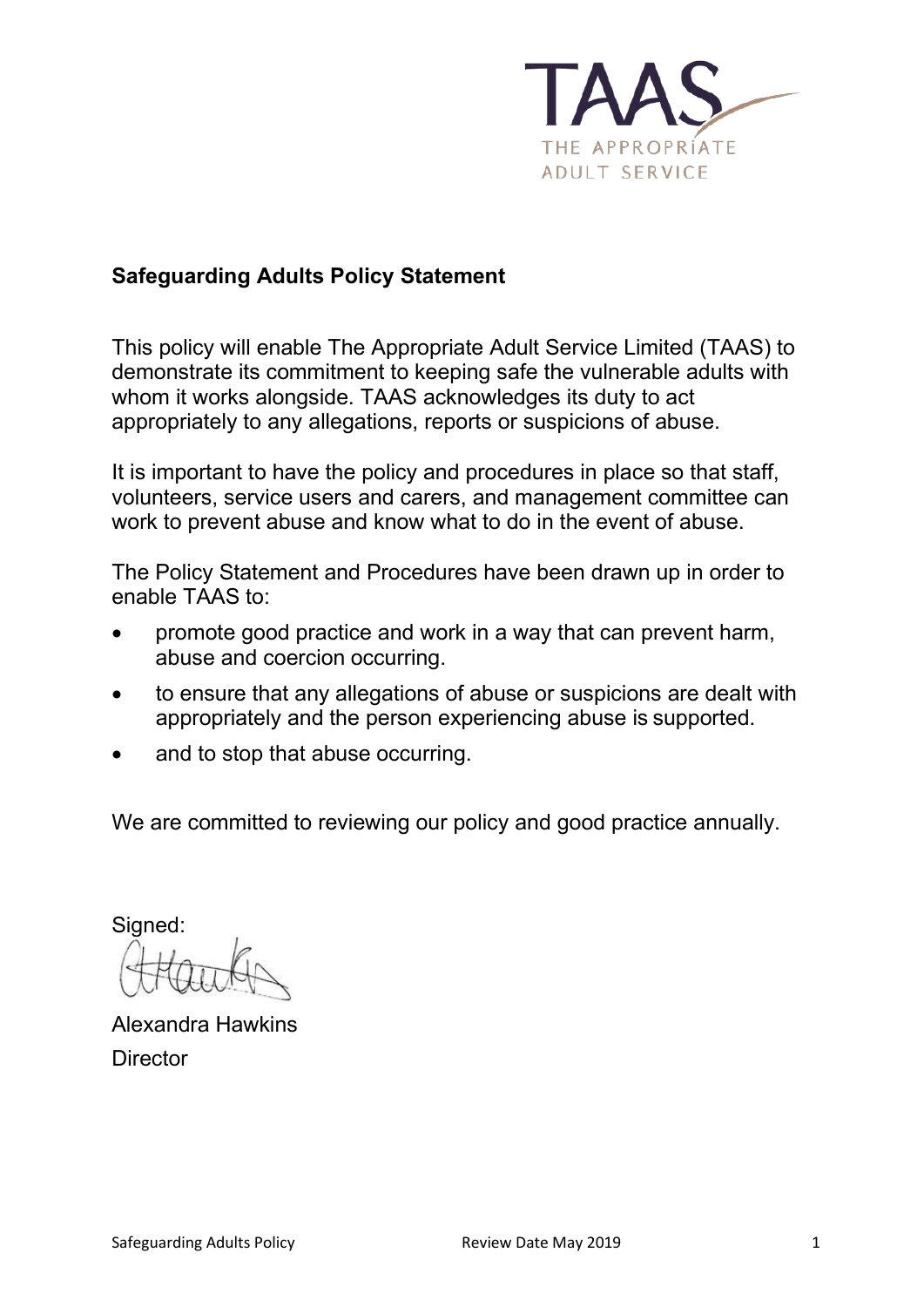TAAS
THE APPROPRIATE ADULT SERVICE

## Safeguarding Adults Policy Statement

This policy will enable The Appropriate Adult Service Limited (TAAS) to demonstrate its commitment to keeping safe the vulnerable adults with whom it works alongside. TAAS acknowledges its duty to act appropriately to any allegations, reports or suspicions of abuse.

It is important to have the policy and procedures in place so that staff, volunteers, service users and carers, and management committee can work to prevent abuse and know what to do in the event of abuse.

The Policy Statement and Procedures have been drawn up in order to enable TAAS to:

- promote good practice and work in a way that can prevent harm, abuse and coercion occurring.
- to ensure that any allegations of abuse or suspicions are dealt with appropriately and the person experiencing abuse is supported.
- and to stop that abuse occurring.

We are committed to reviewing our policy and good practice annually.

Signed:

Alexandra Hawkins
Director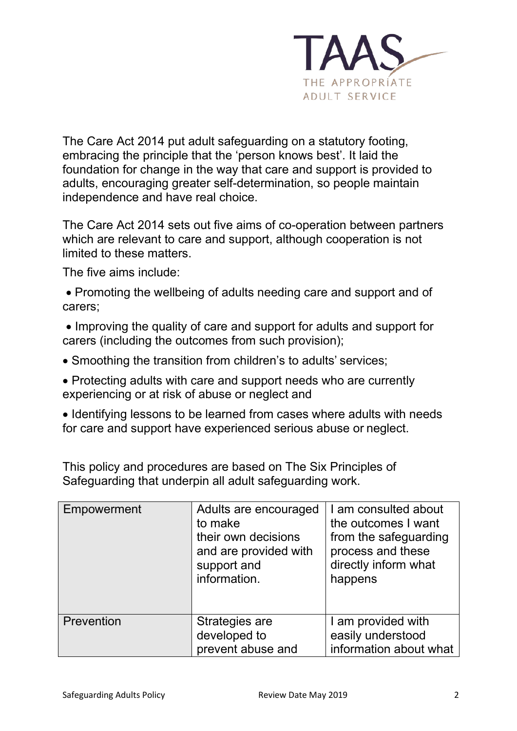The Care Act 2014 put adult safeguarding on a statutory footing, embracing the principle that the 'person knows best'. It laid the foundation for change in the way that care and support is provided to adults, encouraging greater self-determination, so people maintain independence and have real choice.

The Care Act 2014 sets out five aims of co-operation between partners which are relevant to care and support, although cooperation is not limited to these matters.

The five aims include:

- Promoting the wellbeing of adults needing care and support and of carers;
- Improving the quality of care and support for adults and support for carers (including the outcomes from such provision);
- Smoothing the transition from children's to adults' services;
- Protecting adults with care and support needs who are currently experiencing or at risk of abuse or neglect and
- Identifying lessons to be learned from cases where adults with needs for care and support have experienced serious abuse or neglect.

This policy and procedures are based on The Six Principles of Safeguarding that underpin all adult safeguarding work.

| | | |
|---|---|---|
| Empowerment | Adults are encouraged to make their own decisions and are provided with support and information. | I am consulted about the outcomes I want from the safeguarding process and these directly inform what happens |
| Prevention | Strategies are developed to prevent abuse and | I am provided with easily understood information about what |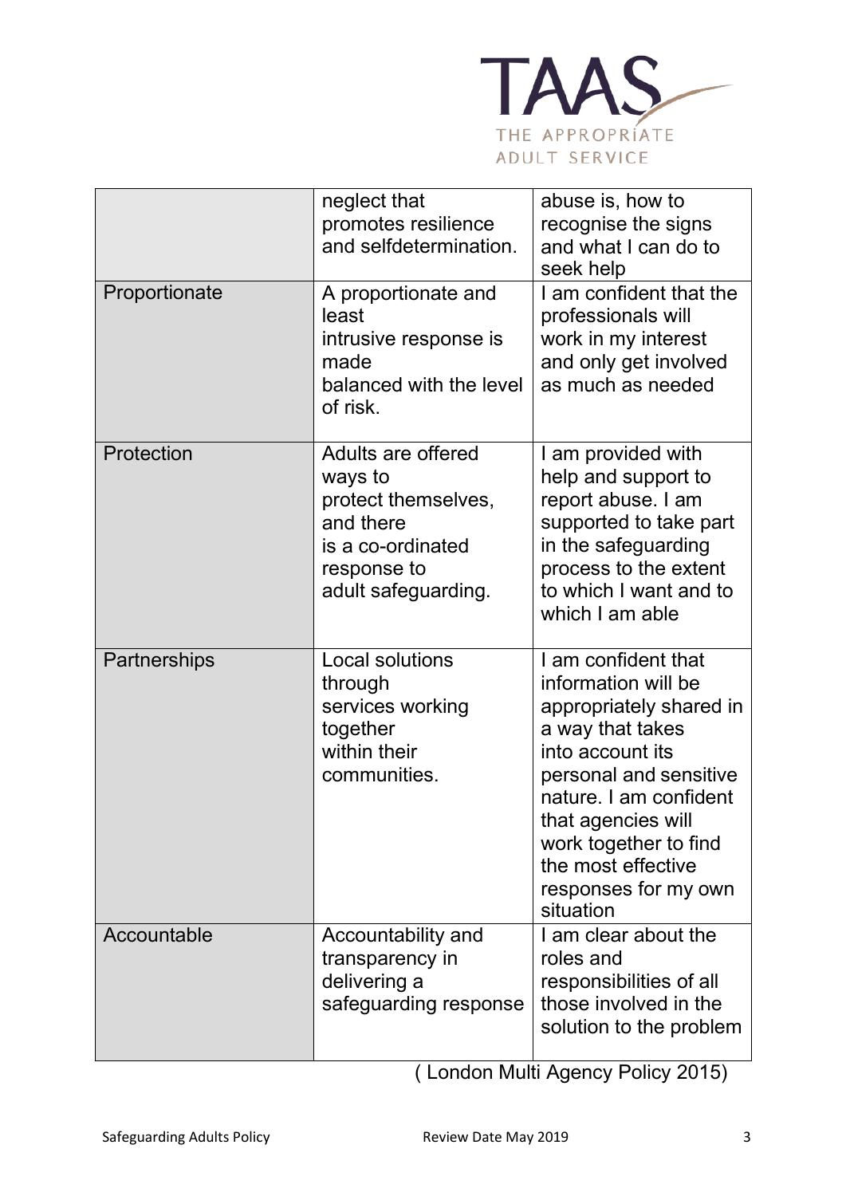| | | |
|---|---|---|
| | neglect that promotes resilience and selfdetermination. | abuse is, how to recognise the signs and what I can do to seek help |
| Proportionate | A proportionate and least intrusive response is made balanced with the level of risk. | I am confident that the professionals will work in my interest and only get involved as much as needed |
| Protection | Adults are offered ways to protect themselves, and there is a co-ordinated response to adult safeguarding. | I am provided with help and support to report abuse. I am supported to take part in the safeguarding process to the extent to which I want and to which I am able |
| Partnerships | Local solutions through services working together within their communities. | I am confident that information will be appropriately shared in a way that takes into account its personal and sensitive nature. I am confident that agencies will work together to find the most effective responses for my own situation |
| Accountable | Accountability and transparency in delivering a safeguarding response | I am clear about the roles and responsibilities of all those involved in the solution to the problem |

( London Multi Agency Policy 2015)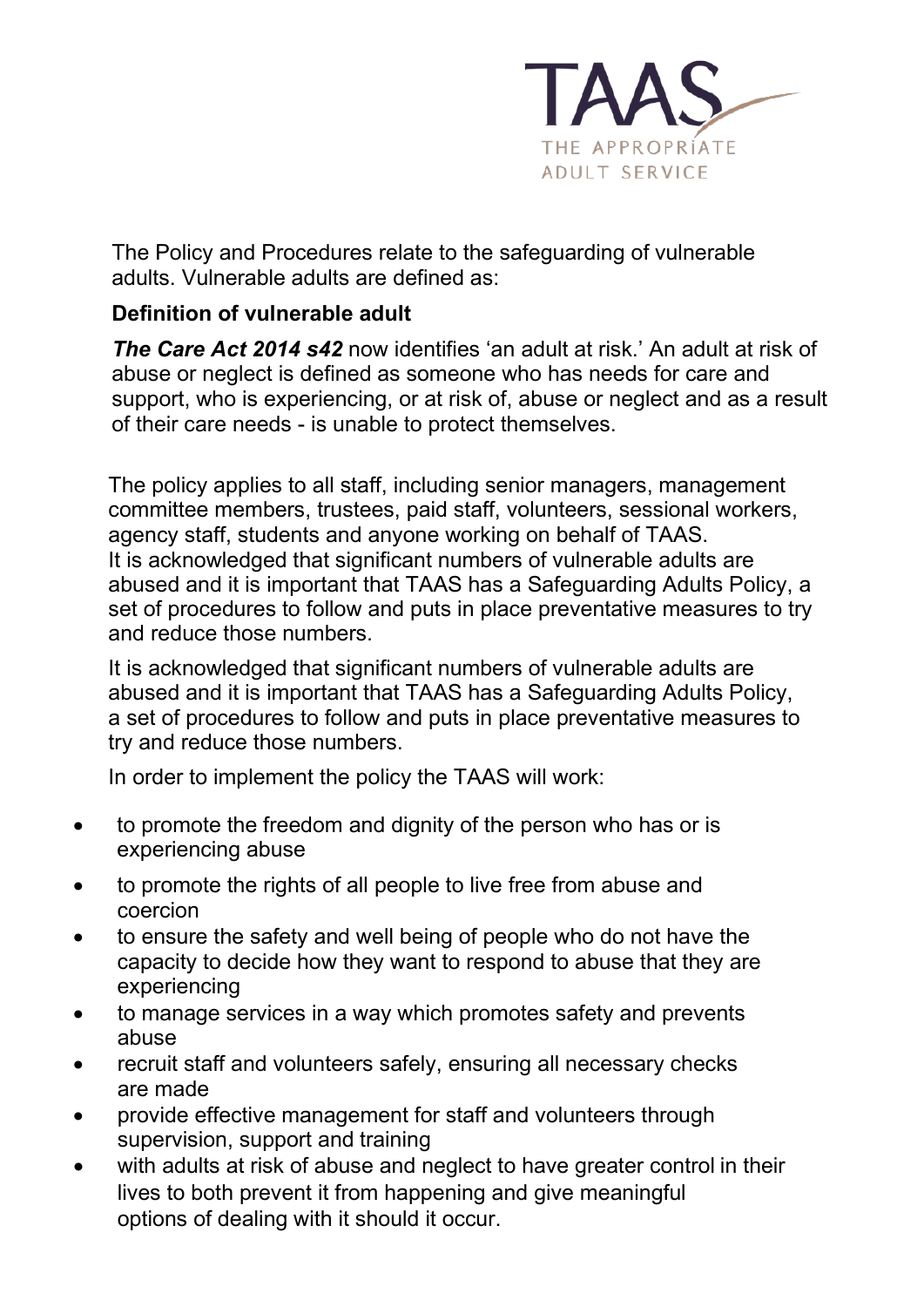The Policy and Procedures relate to the safeguarding of vulnerable adults. Vulnerable adults are defined as:

**Definition of vulnerable adult**

***The Care Act 2014 s42*** now identifies 'an adult at risk.' An adult at risk of abuse or neglect is defined as someone who has needs for care and support, who is experiencing, or at risk of, abuse or neglect and as a result of their care needs - is unable to protect themselves.

The policy applies to all staff, including senior managers, management committee members, trustees, paid staff, volunteers, sessional workers, agency staff, students and anyone working on behalf of TAAS.
It is acknowledged that significant numbers of vulnerable adults are abused and it is important that TAAS has a Safeguarding Adults Policy, a set of procedures to follow and puts in place preventative measures to try and reduce those numbers.

It is acknowledged that significant numbers of vulnerable adults are abused and it is important that TAAS has a Safeguarding Adults Policy, a set of procedures to follow and puts in place preventative measures to try and reduce those numbers.

In order to implement the policy the TAAS will work:

- to promote the freedom and dignity of the person who has or is experiencing abuse
- to promote the rights of all people to live free from abuse and coercion
- to ensure the safety and well being of people who do not have the capacity to decide how they want to respond to abuse that they are experiencing
- to manage services in a way which promotes safety and prevents abuse
- recruit staff and volunteers safely, ensuring all necessary checks are made
- provide effective management for staff and volunteers through supervision, support and training
- with adults at risk of abuse and neglect to have greater control in their lives to both prevent it from happening and give meaningful options of dealing with it should it occur.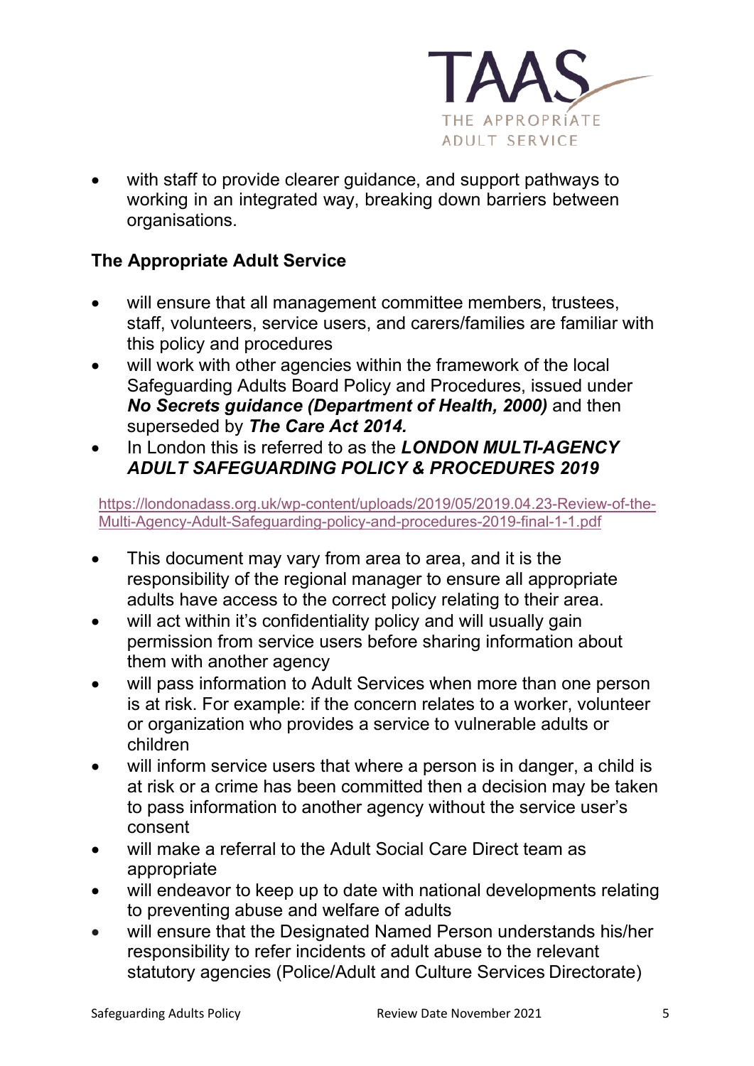- with staff to provide clearer guidance, and support pathways to working in an integrated way, breaking down barriers between organisations.

**The Appropriate Adult Service**

- will ensure that all management committee members, trustees, staff, volunteers, service users, and carers/families are familiar with this policy and procedures
- will work with other agencies within the framework of the local Safeguarding Adults Board Policy and Procedures, issued under ***No Secrets guidance (Department of Health, 2000)*** and then superseded by ***The Care Act 2014.***
- In London this is referred to as the ***LONDON MULTI-AGENCY ADULT SAFEGUARDING POLICY & PROCEDURES 2019***

https://londonadass.org.uk/wp-content/uploads/2019/05/2019.04.23-Review-of-the-Multi-Agency-Adult-Safeguarding-policy-and-procedures-2019-final-1-1.pdf

- This document may vary from area to area, and it is the responsibility of the regional manager to ensure all appropriate adults have access to the correct policy relating to their area.
- will act within it's confidentiality policy and will usually gain permission from service users before sharing information about them with another agency
- will pass information to Adult Services when more than one person is at risk. For example: if the concern relates to a worker, volunteer or organization who provides a service to vulnerable adults or children
- will inform service users that where a person is in danger, a child is at risk or a crime has been committed then a decision may be taken to pass information to another agency without the service user's consent
- will make a referral to the Adult Social Care Direct team as appropriate
- will endeavor to keep up to date with national developments relating to preventing abuse and welfare of adults
- will ensure that the Designated Named Person understands his/her responsibility to refer incidents of adult abuse to the relevant statutory agencies (Police/Adult and Culture Services Directorate)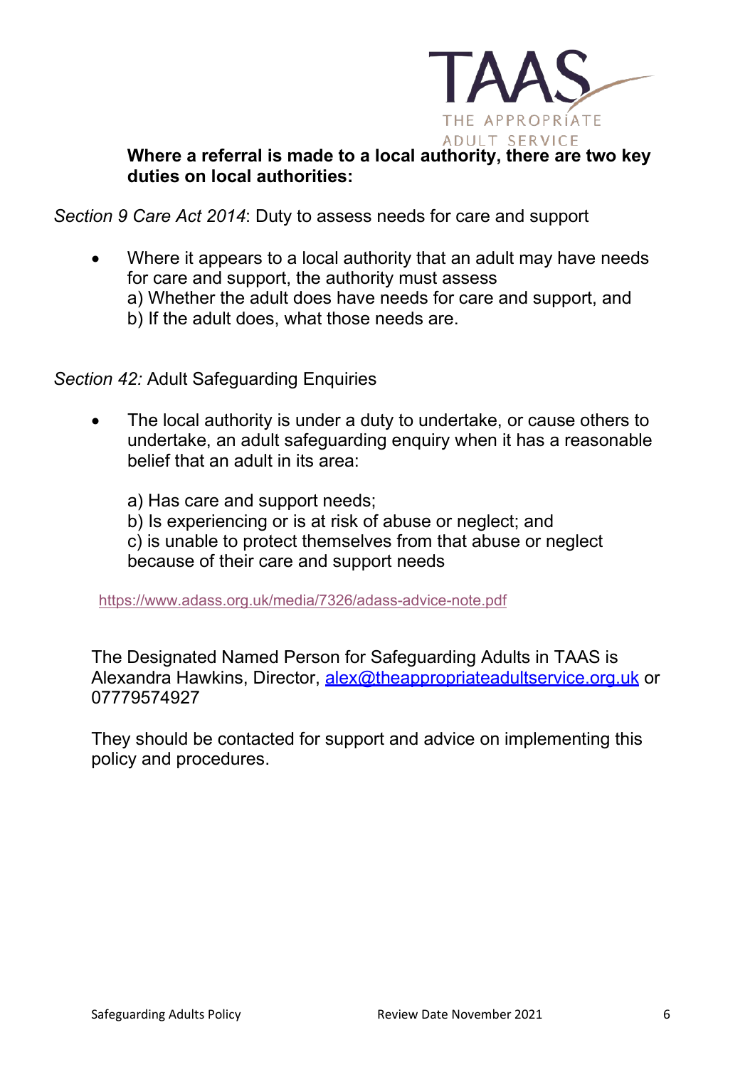**Where a referral is made to a local authority, there are two key duties on local authorities:**

*Section 9 Care Act 2014*: Duty to assess needs for care and support

- Where it appears to a local authority that an adult may have needs for care and support, the authority must assess
  a) Whether the adult does have needs for care and support, and
  b) If the adult does, what those needs are.

*Section 42:* Adult Safeguarding Enquiries

- The local authority is under a duty to undertake, or cause others to undertake, an adult safeguarding enquiry when it has a reasonable belief that an adult in its area:

  a) Has care and support needs;
  b) Is experiencing or is at risk of abuse or neglect; and
  c) is unable to protect themselves from that abuse or neglect because of their care and support needs

https://www.adass.org.uk/media/7326/adass-advice-note.pdf

The Designated Named Person for Safeguarding Adults in TAAS is Alexandra Hawkins, Director, alex@theappropriateadultservice.org.uk or 07779574927

They should be contacted for support and advice on implementing this policy and procedures.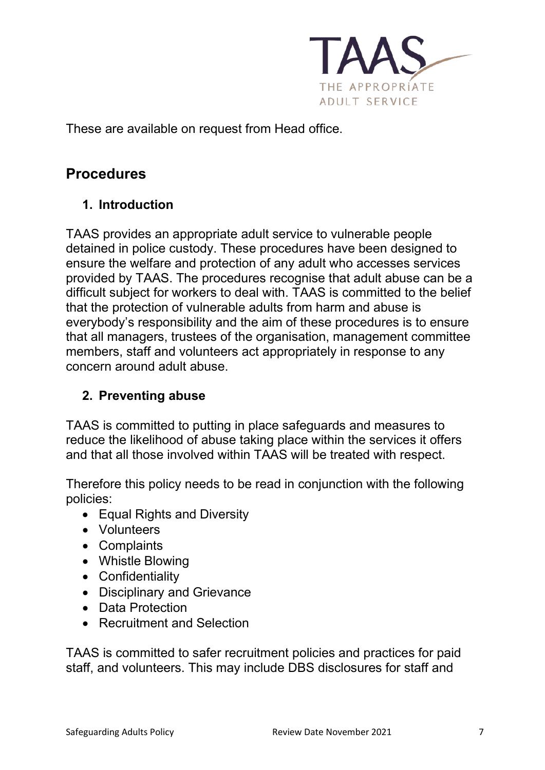These are available on request from Head office.

## Procedures

### 1. Introduction

TAAS provides an appropriate adult service to vulnerable people detained in police custody. These procedures have been designed to ensure the welfare and protection of any adult who accesses services provided by TAAS. The procedures recognise that adult abuse can be a difficult subject for workers to deal with. TAAS is committed to the belief that the protection of vulnerable adults from harm and abuse is everybody's responsibility and the aim of these procedures is to ensure that all managers, trustees of the organisation, management committee members, staff and volunteers act appropriately in response to any concern around adult abuse.

### 2. Preventing abuse

TAAS is committed to putting in place safeguards and measures to reduce the likelihood of abuse taking place within the services it offers and that all those involved within TAAS will be treated with respect.

Therefore this policy needs to be read in conjunction with the following policies:

- Equal Rights and Diversity
- Volunteers
- Complaints
- Whistle Blowing
- Confidentiality
- Disciplinary and Grievance
- Data Protection
- Recruitment and Selection

TAAS is committed to safer recruitment policies and practices for paid staff, and volunteers. This may include DBS disclosures for staff and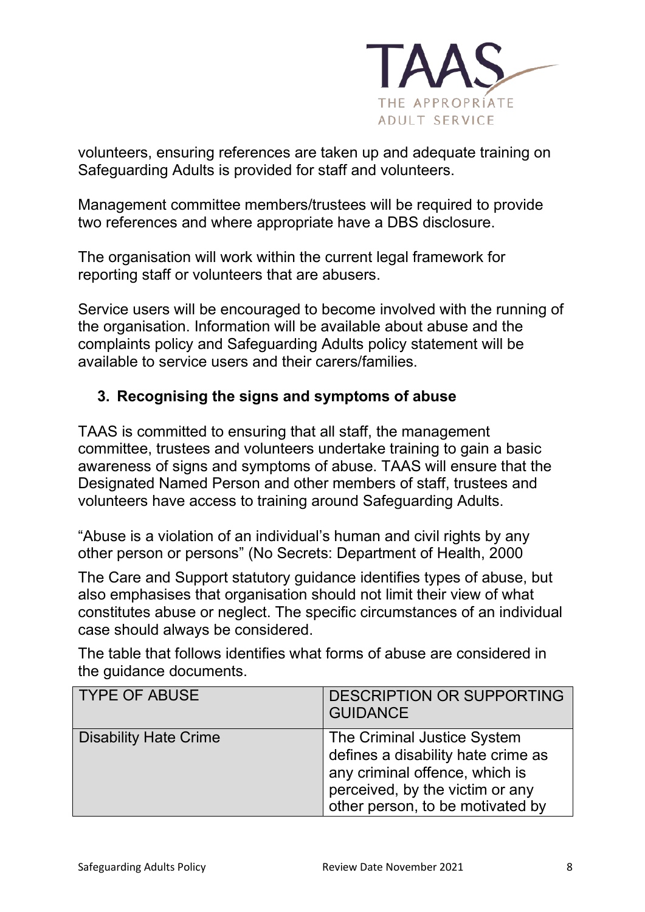volunteers, ensuring references are taken up and adequate training on Safeguarding Adults is provided for staff and volunteers.

Management committee members/trustees will be required to provide two references and where appropriate have a DBS disclosure.

The organisation will work within the current legal framework for reporting staff or volunteers that are abusers.

Service users will be encouraged to become involved with the running of the organisation. Information will be available about abuse and the complaints policy and Safeguarding Adults policy statement will be available to service users and their carers/families.

## 3. Recognising the signs and symptoms of abuse

TAAS is committed to ensuring that all staff, the management committee, trustees and volunteers undertake training to gain a basic awareness of signs and symptoms of abuse. TAAS will ensure that the Designated Named Person and other members of staff, trustees and volunteers have access to training around Safeguarding Adults.

"Abuse is a violation of an individual's human and civil rights by any other person or persons" (No Secrets: Department of Health, 2000

The Care and Support statutory guidance identifies types of abuse, but also emphasises that organisation should not limit their view of what constitutes abuse or neglect. The specific circumstances of an individual case should always be considered.

The table that follows identifies what forms of abuse are considered in the guidance documents.

| TYPE OF ABUSE | DESCRIPTION OR SUPPORTING GUIDANCE |
|---|---|
| Disability Hate Crime | The Criminal Justice System defines a disability hate crime as any criminal offence, which is perceived, by the victim or any other person, to be motivated by |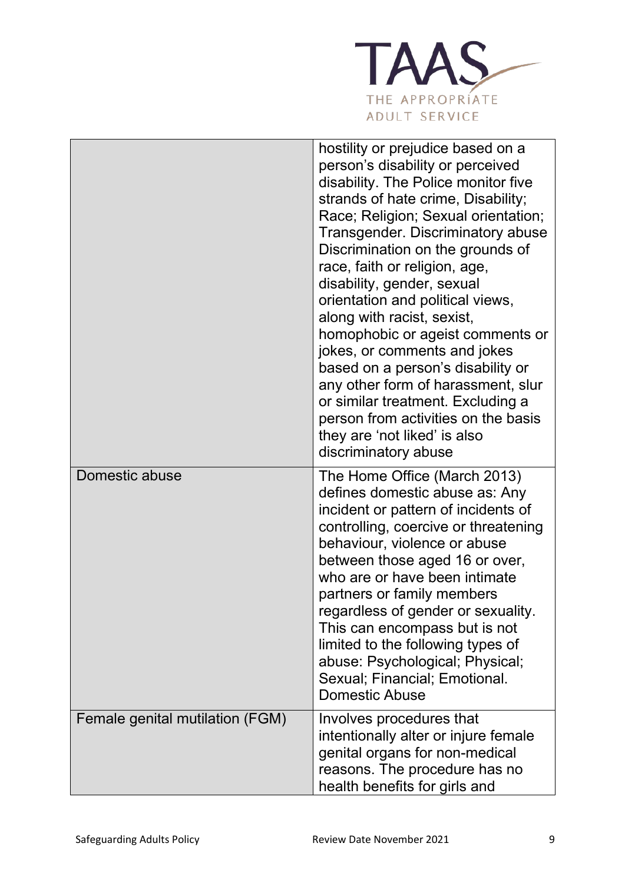| | |
|---|---|
| | hostility or prejudice based on a person's disability or perceived disability. The Police monitor five strands of hate crime, Disability; Race; Religion; Sexual orientation; Transgender. Discriminatory abuse Discrimination on the grounds of race, faith or religion, age, disability, gender, sexual orientation and political views, along with racist, sexist, homophobic or ageist comments or jokes, or comments and jokes based on a person's disability or any other form of harassment, slur or similar treatment. Excluding a person from activities on the basis they are 'not liked' is also discriminatory abuse |
| Domestic abuse | The Home Office (March 2013) defines domestic abuse as: Any incident or pattern of incidents of controlling, coercive or threatening behaviour, violence or abuse between those aged 16 or over, who are or have been intimate partners or family members regardless of gender or sexuality. This can encompass but is not limited to the following types of abuse: Psychological; Physical; Sexual; Financial; Emotional. Domestic Abuse |
| Female genital mutilation (FGM) | Involves procedures that intentionally alter or injure female genital organs for non-medical reasons. The procedure has no health benefits for girls and |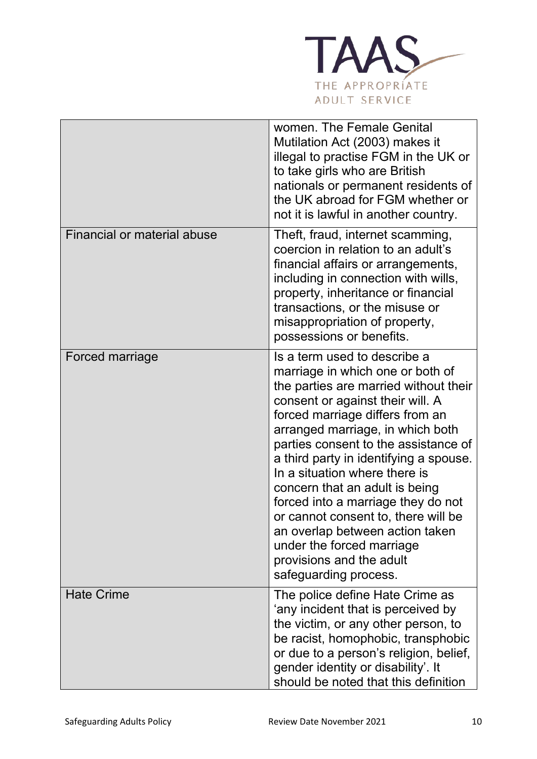| | |
|---|---|
| | women. The Female Genital Mutilation Act (2003) makes it illegal to practise FGM in the UK or to take girls who are British nationals or permanent residents of the UK abroad for FGM whether or not it is lawful in another country. |
| Financial or material abuse | Theft, fraud, internet scamming, coercion in relation to an adult's financial affairs or arrangements, including in connection with wills, property, inheritance or financial transactions, or the misuse or misappropriation of property, possessions or benefits. |
| Forced marriage | Is a term used to describe a marriage in which one or both of the parties are married without their consent or against their will. A forced marriage differs from an arranged marriage, in which both parties consent to the assistance of a third party in identifying a spouse. In a situation where there is concern that an adult is being forced into a marriage they do not or cannot consent to, there will be an overlap between action taken under the forced marriage provisions and the adult safeguarding process. |
| Hate Crime | The police define Hate Crime as 'any incident that is perceived by the victim, or any other person, to be racist, homophobic, transphobic or due to a person's religion, belief, gender identity or disability'. It should be noted that this definition |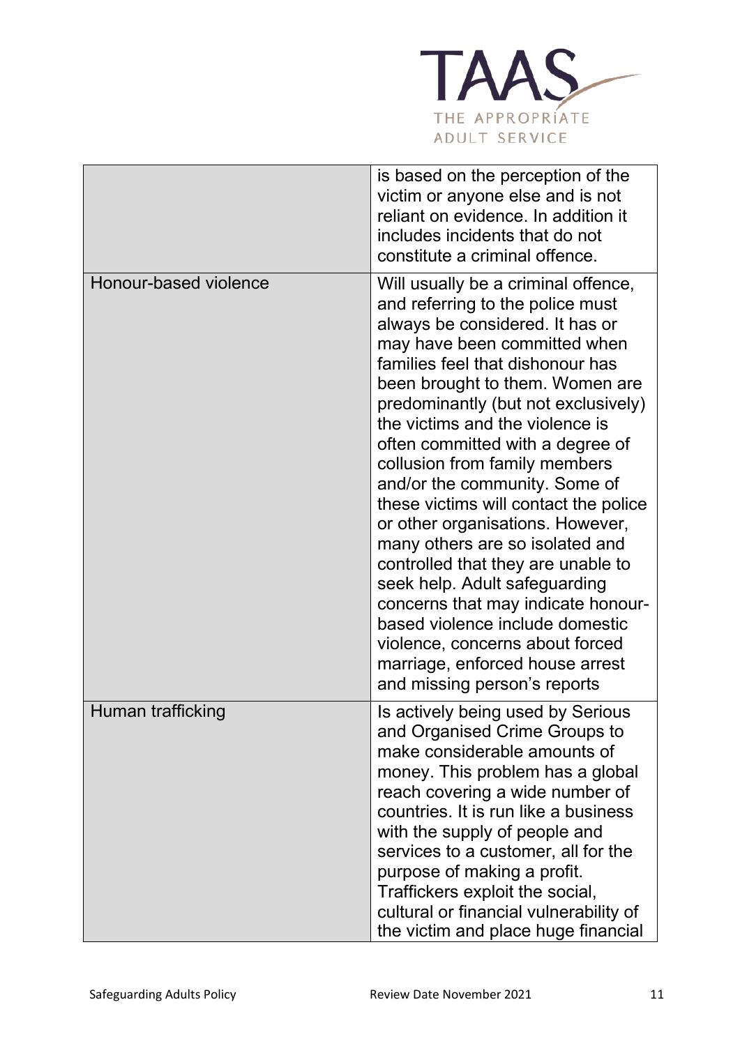| | |
|---|---|
| | is based on the perception of the victim or anyone else and is not reliant on evidence. In addition it includes incidents that do not constitute a criminal offence. |
| Honour-based violence | Will usually be a criminal offence, and referring to the police must always be considered. It has or may have been committed when families feel that dishonour has been brought to them. Women are predominantly (but not exclusively) the victims and the violence is often committed with a degree of collusion from family members and/or the community. Some of these victims will contact the police or other organisations. However, many others are so isolated and controlled that they are unable to seek help. Adult safeguarding concerns that may indicate honour-based violence include domestic violence, concerns about forced marriage, enforced house arrest and missing person's reports |
| Human trafficking | Is actively being used by Serious and Organised Crime Groups to make considerable amounts of money. This problem has a global reach covering a wide number of countries. It is run like a business with the supply of people and services to a customer, all for the purpose of making a profit. Traffickers exploit the social, cultural or financial vulnerability of the victim and place huge financial |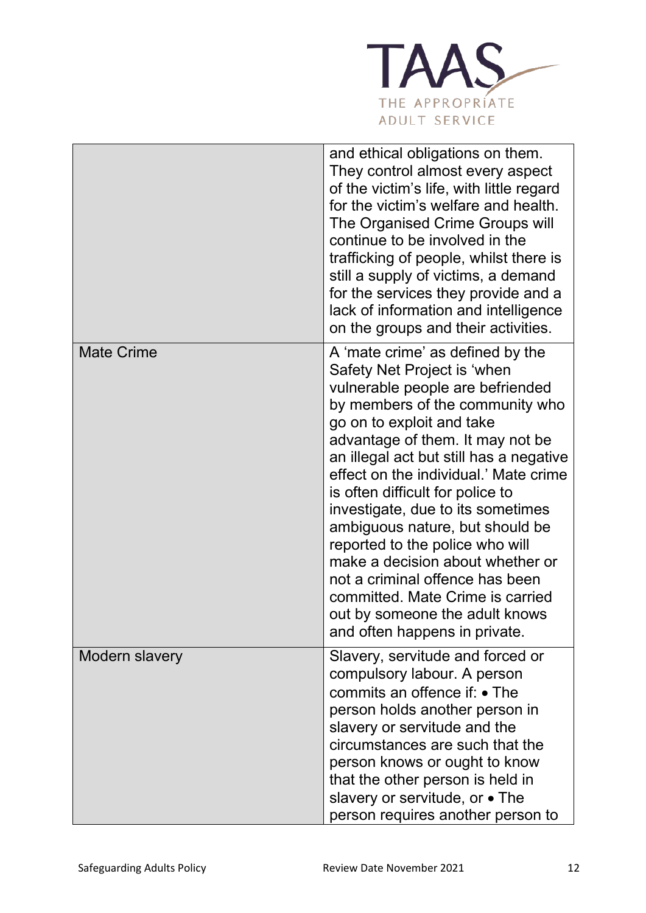|  |  |
|---|---|
|  | and ethical obligations on them. They control almost every aspect of the victim's life, with little regard for the victim's welfare and health. The Organised Crime Groups will continue to be involved in the trafficking of people, whilst there is still a supply of victims, a demand for the services they provide and a lack of information and intelligence on the groups and their activities. |
| Mate Crime | A 'mate crime' as defined by the Safety Net Project is 'when vulnerable people are befriended by members of the community who go on to exploit and take advantage of them. It may not be an illegal act but still has a negative effect on the individual.' Mate crime is often difficult for police to investigate, due to its sometimes ambiguous nature, but should be reported to the police who will make a decision about whether or not a criminal offence has been committed. Mate Crime is carried out by someone the adult knows and often happens in private. |
| Modern slavery | Slavery, servitude and forced or compulsory labour. A person commits an offence if: • The person holds another person in slavery or servitude and the circumstances are such that the person knows or ought to know that the other person is held in slavery or servitude, or • The person requires another person to |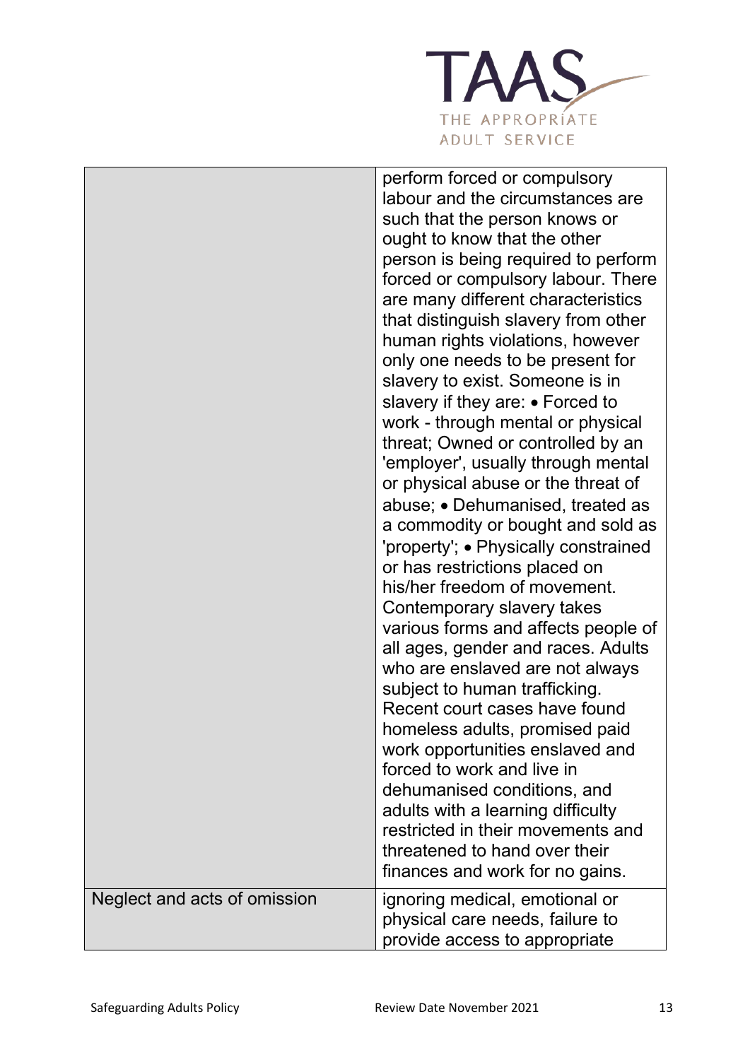| | |
|---|---|
| | perform forced or compulsory labour and the circumstances are such that the person knows or ought to know that the other person is being required to perform forced or compulsory labour. There are many different characteristics that distinguish slavery from other human rights violations, however only one needs to be present for slavery to exist. Someone is in slavery if they are: • Forced to work - through mental or physical threat; Owned or controlled by an 'employer', usually through mental or physical abuse or the threat of abuse; • Dehumanised, treated as a commodity or bought and sold as 'property'; • Physically constrained or has restrictions placed on his/her freedom of movement. Contemporary slavery takes various forms and affects people of all ages, gender and races. Adults who are enslaved are not always subject to human trafficking. Recent court cases have found homeless adults, promised paid work opportunities enslaved and forced to work and live in dehumanised conditions, and adults with a learning difficulty restricted in their movements and threatened to hand over their finances and work for no gains. |
| Neglect and acts of omission | ignoring medical, emotional or physical care needs, failure to provide access to appropriate |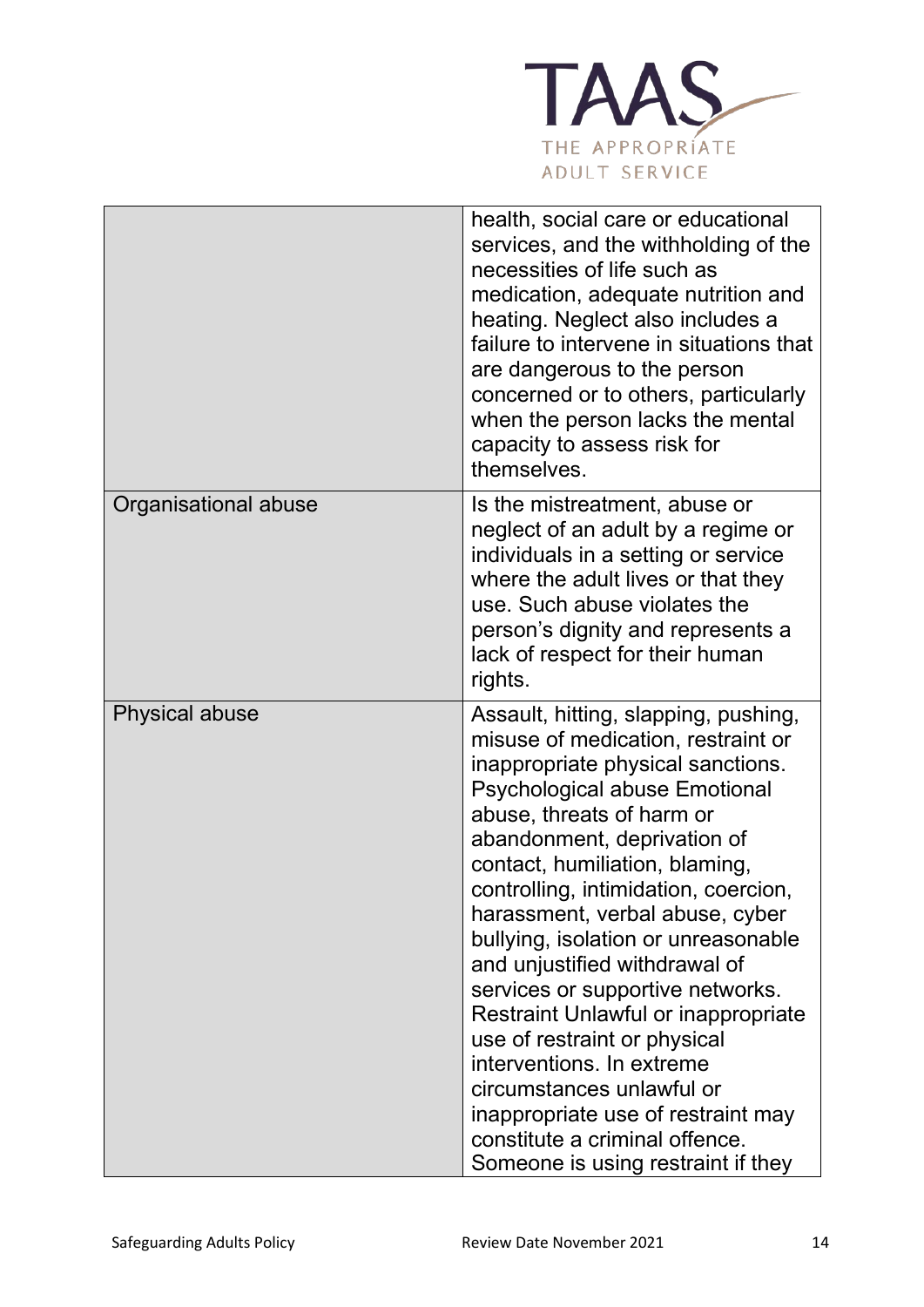| | |
|---|---|
| | health, social care or educational services, and the withholding of the necessities of life such as medication, adequate nutrition and heating. Neglect also includes a failure to intervene in situations that are dangerous to the person concerned or to others, particularly when the person lacks the mental capacity to assess risk for themselves. |
| Organisational abuse | Is the mistreatment, abuse or neglect of an adult by a regime or individuals in a setting or service where the adult lives or that they use. Such abuse violates the person's dignity and represents a lack of respect for their human rights. |
| Physical abuse | Assault, hitting, slapping, pushing, misuse of medication, restraint or inappropriate physical sanctions. Psychological abuse Emotional abuse, threats of harm or abandonment, deprivation of contact, humiliation, blaming, controlling, intimidation, coercion, harassment, verbal abuse, cyber bullying, isolation or unreasonable and unjustified withdrawal of services or supportive networks. Restraint Unlawful or inappropriate use of restraint or physical interventions. In extreme circumstances unlawful or inappropriate use of restraint may constitute a criminal offence. Someone is using restraint if they |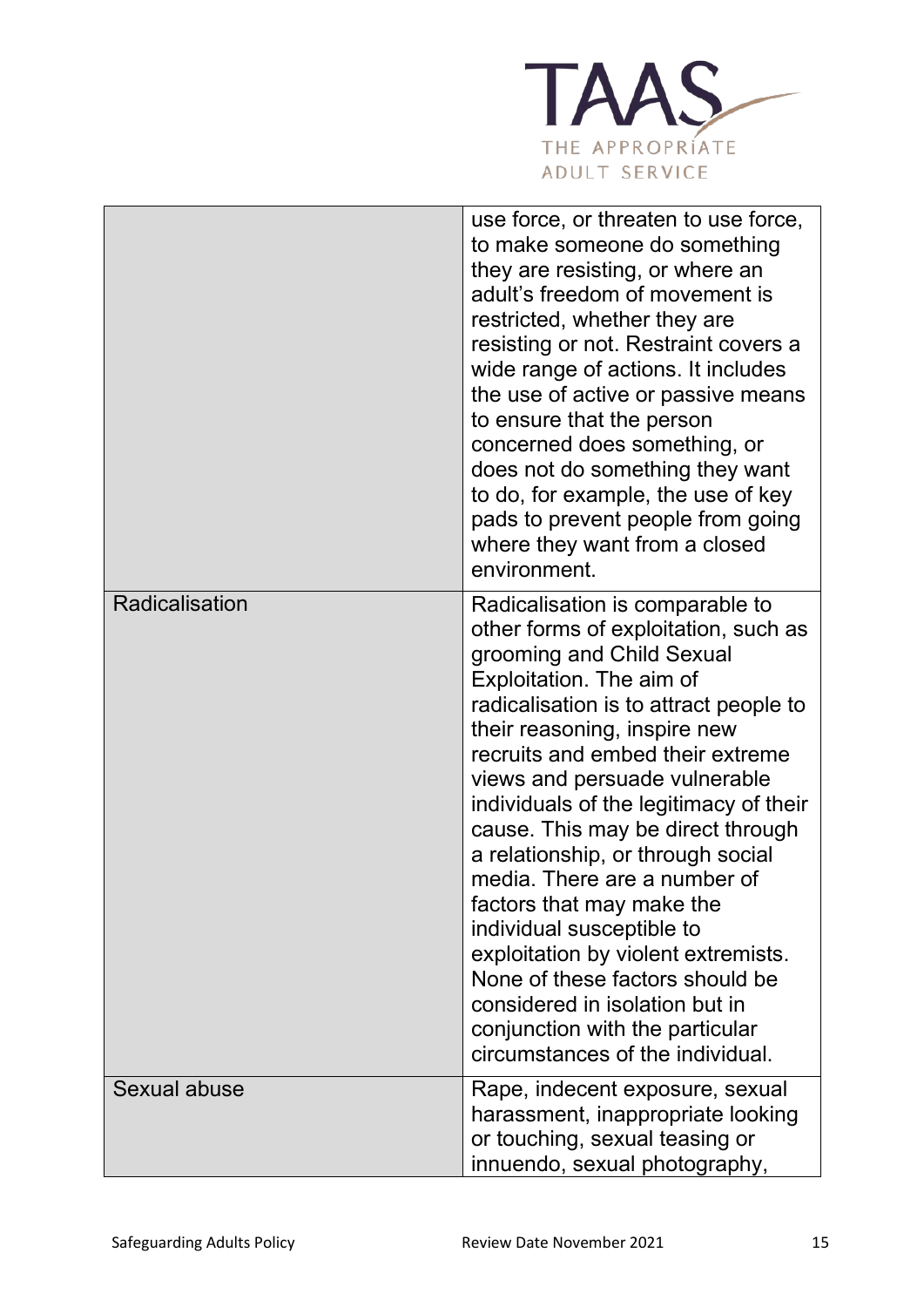| | |
|---|---|
| | use force, or threaten to use force, to make someone do something they are resisting, or where an adult's freedom of movement is restricted, whether they are resisting or not. Restraint covers a wide range of actions. It includes the use of active or passive means to ensure that the person concerned does something, or does not do something they want to do, for example, the use of key pads to prevent people from going where they want from a closed environment. |
| Radicalisation | Radicalisation is comparable to other forms of exploitation, such as grooming and Child Sexual Exploitation. The aim of radicalisation is to attract people to their reasoning, inspire new recruits and embed their extreme views and persuade vulnerable individuals of the legitimacy of their cause. This may be direct through a relationship, or through social media. There are a number of factors that may make the individual susceptible to exploitation by violent extremists. None of these factors should be considered in isolation but in conjunction with the particular circumstances of the individual. |
| Sexual abuse | Rape, indecent exposure, sexual harassment, inappropriate looking or touching, sexual teasing or innuendo, sexual photography, |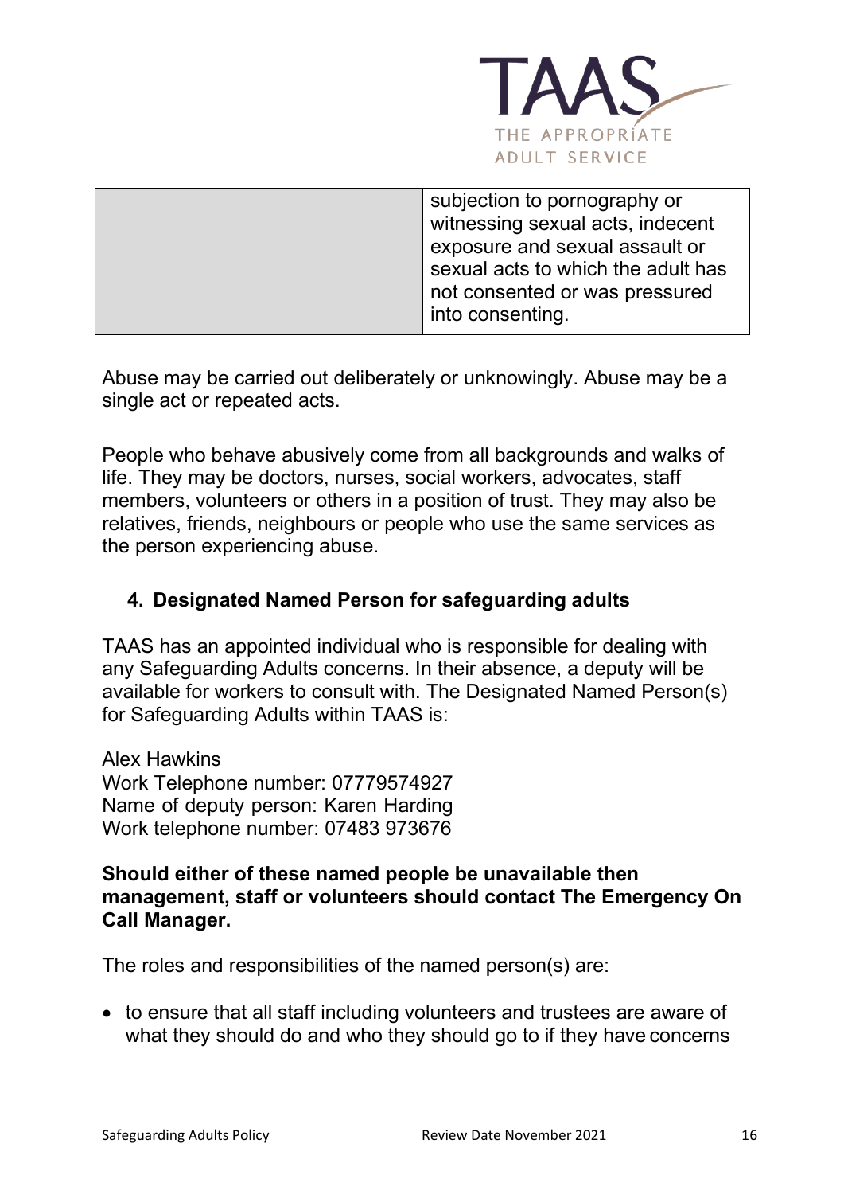| | subjection to pornography or witnessing sexual acts, indecent exposure and sexual assault or sexual acts to which the adult has not consented or was pressured into consenting. |
|---|---|

Abuse may be carried out deliberately or unknowingly. Abuse may be a single act or repeated acts.

People who behave abusively come from all backgrounds and walks of life. They may be doctors, nurses, social workers, advocates, staff members, volunteers or others in a position of trust. They may also be relatives, friends, neighbours or people who use the same services as the person experiencing abuse.

## 4. Designated Named Person for safeguarding adults

TAAS has an appointed individual who is responsible for dealing with any Safeguarding Adults concerns. In their absence, a deputy will be available for workers to consult with. The Designated Named Person(s) for Safeguarding Adults within TAAS is:

Alex Hawkins
Work Telephone number: 07779574927
Name of deputy person: Karen Harding
Work telephone number: 07483 973676

**Should either of these named people be unavailable then management, staff or volunteers should contact The Emergency On Call Manager.**

The roles and responsibilities of the named person(s) are:

- to ensure that all staff including volunteers and trustees are aware of what they should do and who they should go to if they have concerns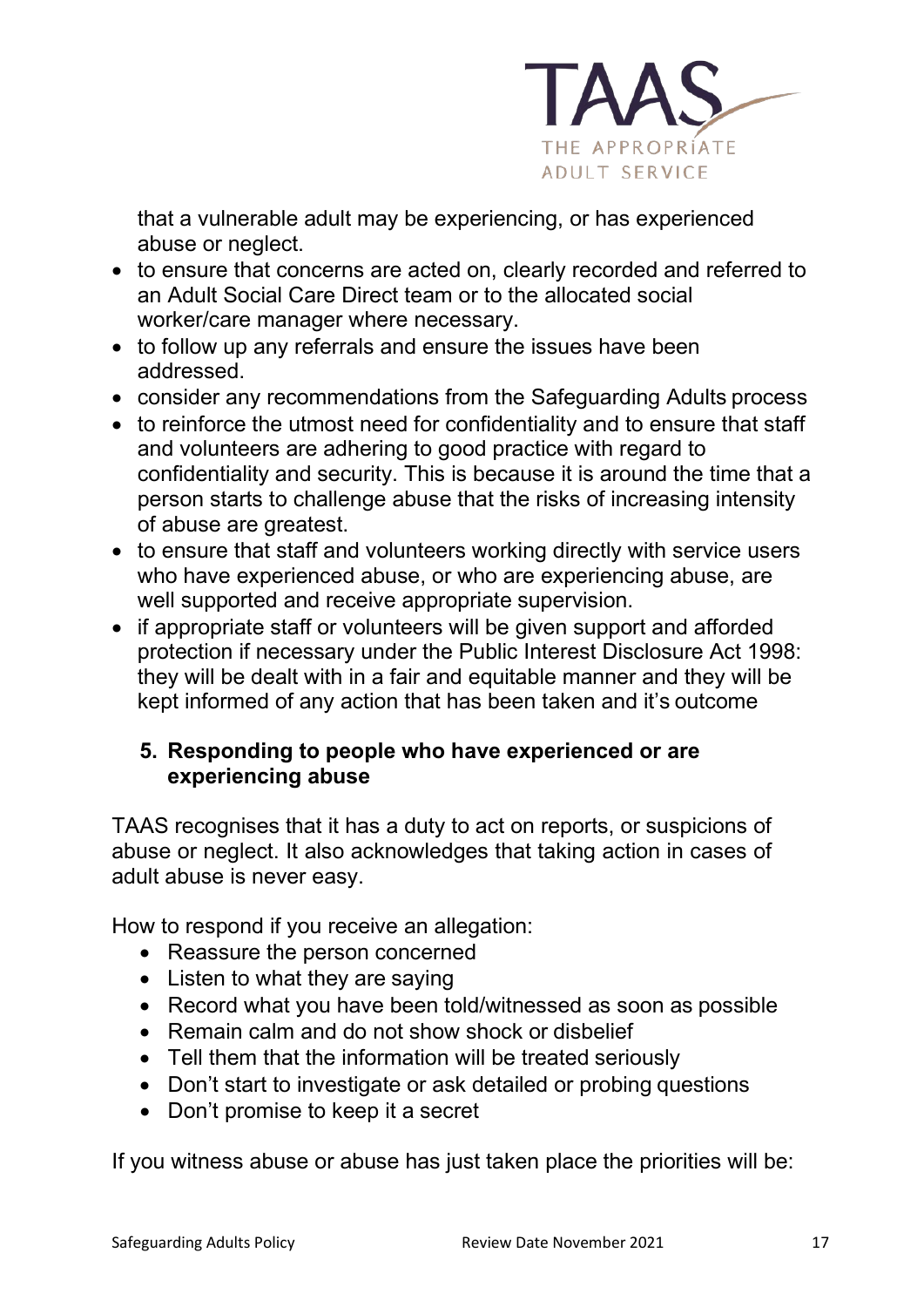that a vulnerable adult may be experiencing, or has experienced abuse or neglect.

- to ensure that concerns are acted on, clearly recorded and referred to an Adult Social Care Direct team or to the allocated social worker/care manager where necessary.
- to follow up any referrals and ensure the issues have been addressed.
- consider any recommendations from the Safeguarding Adults process
- to reinforce the utmost need for confidentiality and to ensure that staff and volunteers are adhering to good practice with regard to confidentiality and security. This is because it is around the time that a person starts to challenge abuse that the risks of increasing intensity of abuse are greatest.
- to ensure that staff and volunteers working directly with service users who have experienced abuse, or who are experiencing abuse, are well supported and receive appropriate supervision.
- if appropriate staff or volunteers will be given support and afforded protection if necessary under the Public Interest Disclosure Act 1998: they will be dealt with in a fair and equitable manner and they will be kept informed of any action that has been taken and it's outcome

## 5. Responding to people who have experienced or are experiencing abuse

TAAS recognises that it has a duty to act on reports, or suspicions of abuse or neglect. It also acknowledges that taking action in cases of adult abuse is never easy.

How to respond if you receive an allegation:

- Reassure the person concerned
- Listen to what they are saying
- Record what you have been told/witnessed as soon as possible
- Remain calm and do not show shock or disbelief
- Tell them that the information will be treated seriously
- Don't start to investigate or ask detailed or probing questions
- Don't promise to keep it a secret

If you witness abuse or abuse has just taken place the priorities will be: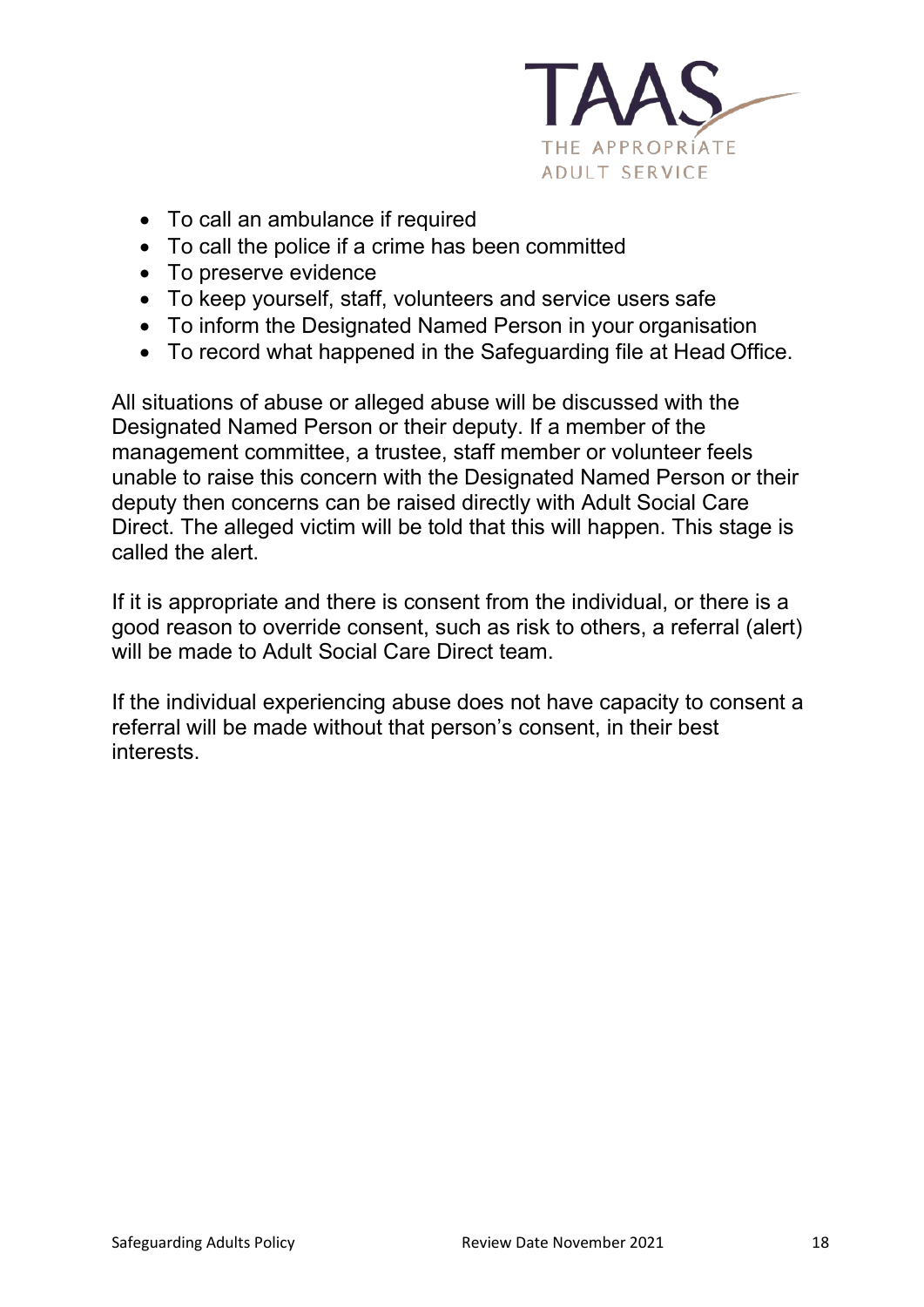- To call an ambulance if required
- To call the police if a crime has been committed
- To preserve evidence
- To keep yourself, staff, volunteers and service users safe
- To inform the Designated Named Person in your organisation
- To record what happened in the Safeguarding file at Head Office.

All situations of abuse or alleged abuse will be discussed with the Designated Named Person or their deputy. If a member of the management committee, a trustee, staff member or volunteer feels unable to raise this concern with the Designated Named Person or their deputy then concerns can be raised directly with Adult Social Care Direct. The alleged victim will be told that this will happen. This stage is called the alert.

If it is appropriate and there is consent from the individual, or there is a good reason to override consent, such as risk to others, a referral (alert) will be made to Adult Social Care Direct team.

If the individual experiencing abuse does not have capacity to consent a referral will be made without that person's consent, in their best interests.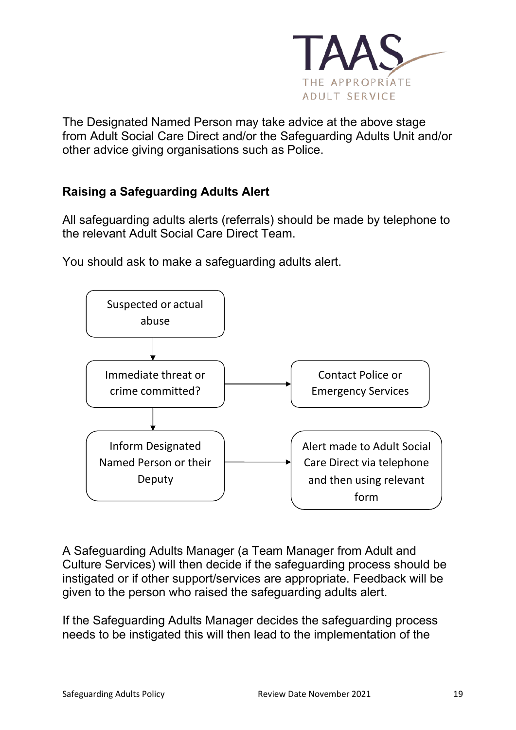The Designated Named Person may take advice at the above stage from Adult Social Care Direct and/or the Safeguarding Adults Unit and/or other advice giving organisations such as Police.

### Raising a Safeguarding Adults Alert

All safeguarding adults alerts (referrals) should be made by telephone to the relevant Adult Social Care Direct Team.

You should ask to make a safeguarding adults alert.

Suspected or actual abuse

↓

Immediate threat or crime committed? → Contact Police or Emergency Services

↓

Inform Designated Named Person or their Deputy → Alert made to Adult Social Care Direct via telephone and then using relevant form

A Safeguarding Adults Manager (a Team Manager from Adult and Culture Services) will then decide if the safeguarding process should be instigated or if other support/services are appropriate. Feedback will be given to the person who raised the safeguarding adults alert.

If the Safeguarding Adults Manager decides the safeguarding process needs to be instigated this will then lead to the implementation of the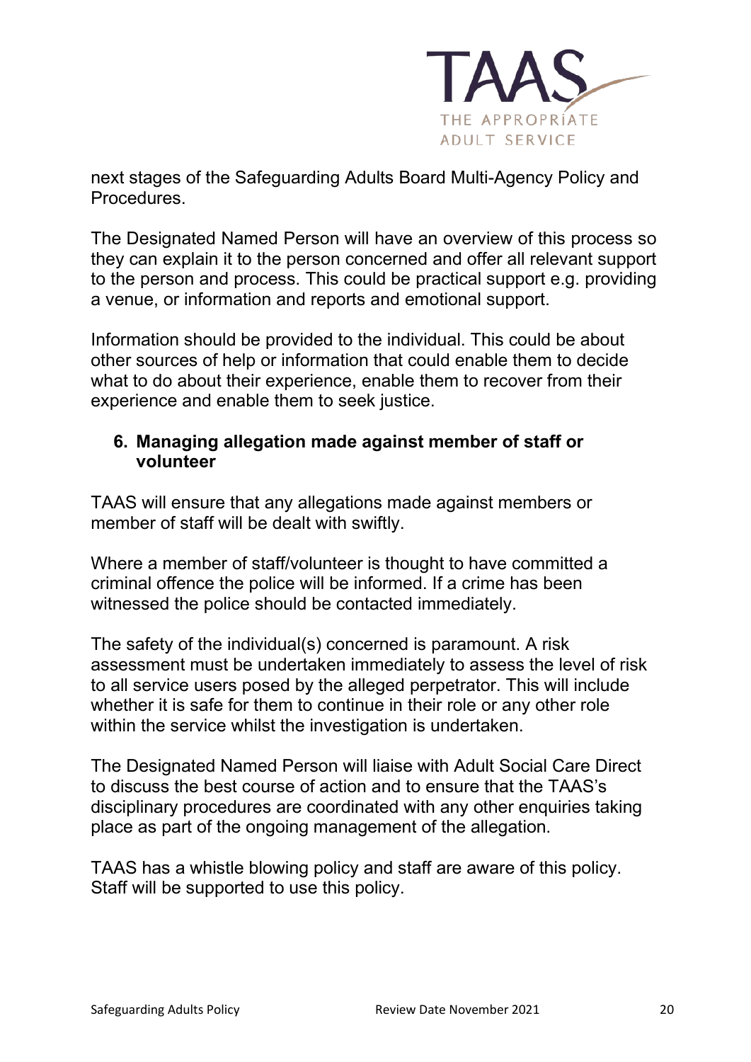next stages of the Safeguarding Adults Board Multi-Agency Policy and Procedures.

The Designated Named Person will have an overview of this process so they can explain it to the person concerned and offer all relevant support to the person and process. This could be practical support e.g. providing a venue, or information and reports and emotional support.

Information should be provided to the individual. This could be about other sources of help or information that could enable them to decide what to do about their experience, enable them to recover from their experience and enable them to seek justice.

## 6. Managing allegation made against member of staff or volunteer

TAAS will ensure that any allegations made against members or member of staff will be dealt with swiftly.

Where a member of staff/volunteer is thought to have committed a criminal offence the police will be informed. If a crime has been witnessed the police should be contacted immediately.

The safety of the individual(s) concerned is paramount. A risk assessment must be undertaken immediately to assess the level of risk to all service users posed by the alleged perpetrator. This will include whether it is safe for them to continue in their role or any other role within the service whilst the investigation is undertaken.

The Designated Named Person will liaise with Adult Social Care Direct to discuss the best course of action and to ensure that the TAAS's disciplinary procedures are coordinated with any other enquiries taking place as part of the ongoing management of the allegation.

TAAS has a whistle blowing policy and staff are aware of this policy. Staff will be supported to use this policy.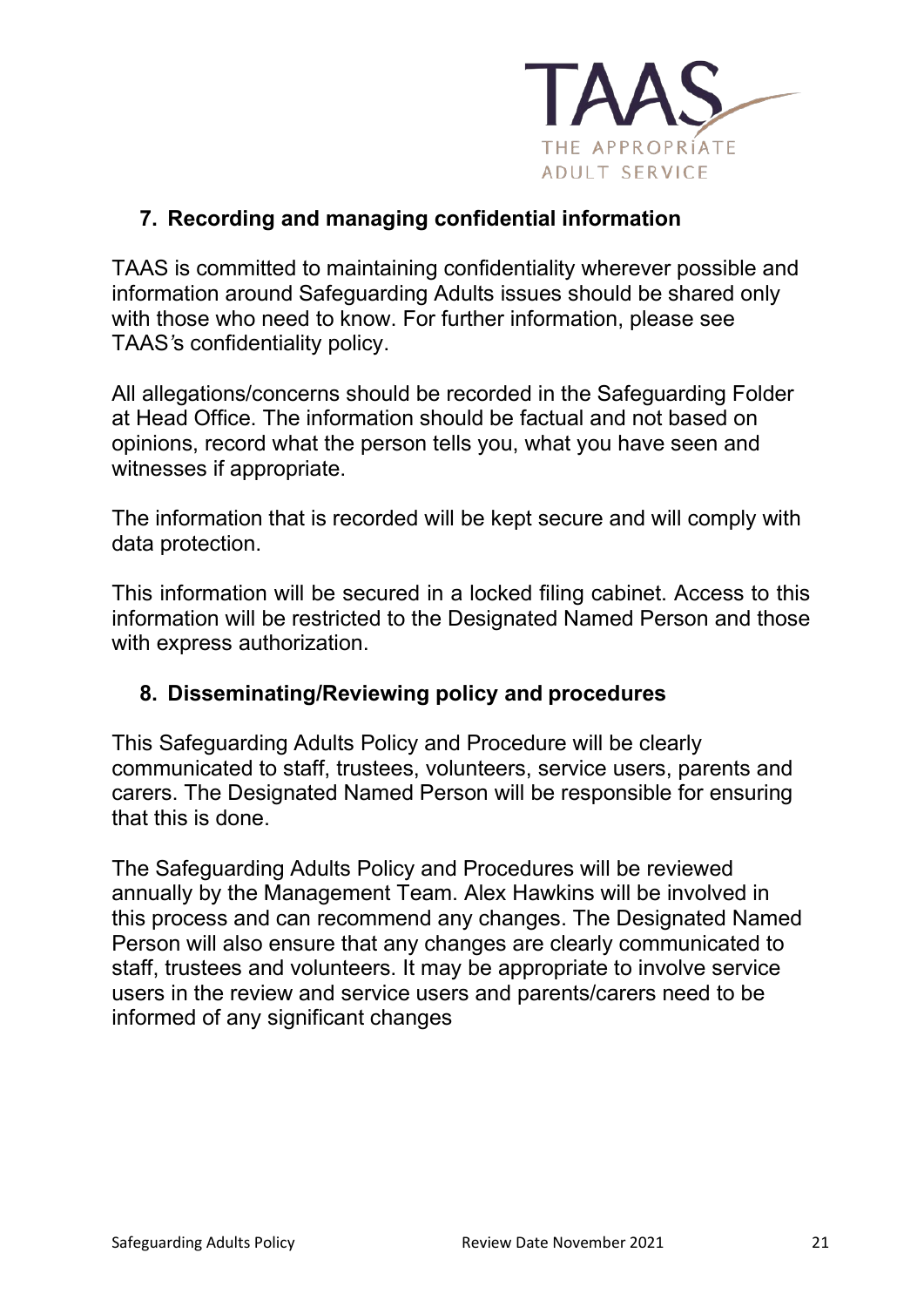## 7. Recording and managing confidential information

TAAS is committed to maintaining confidentiality wherever possible and information around Safeguarding Adults issues should be shared only with those who need to know. For further information, please see TAAS's confidentiality policy.

All allegations/concerns should be recorded in the Safeguarding Folder at Head Office. The information should be factual and not based on opinions, record what the person tells you, what you have seen and witnesses if appropriate.

The information that is recorded will be kept secure and will comply with data protection.

This information will be secured in a locked filing cabinet. Access to this information will be restricted to the Designated Named Person and those with express authorization.

## 8. Disseminating/Reviewing policy and procedures

This Safeguarding Adults Policy and Procedure will be clearly communicated to staff, trustees, volunteers, service users, parents and carers. The Designated Named Person will be responsible for ensuring that this is done.

The Safeguarding Adults Policy and Procedures will be reviewed annually by the Management Team. Alex Hawkins will be involved in this process and can recommend any changes. The Designated Named Person will also ensure that any changes are clearly communicated to staff, trustees and volunteers. It may be appropriate to involve service users in the review and service users and parents/carers need to be informed of any significant changes